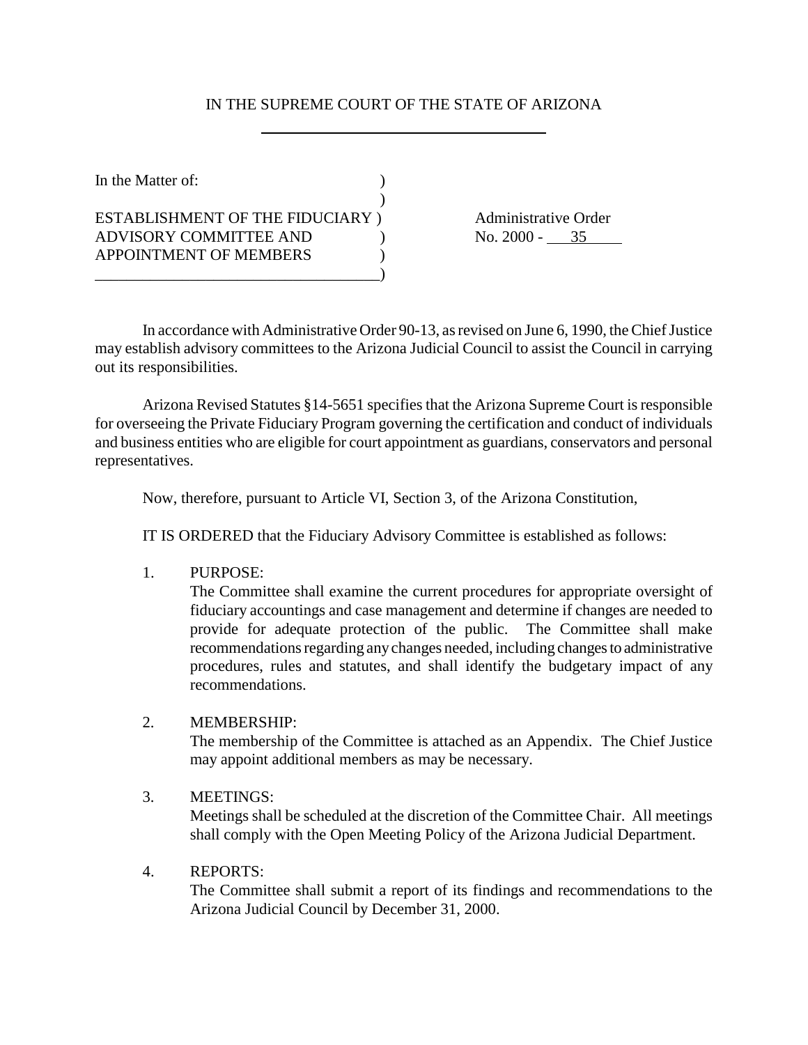# IN THE SUPREME COURT OF THE STATE OF ARIZONA

In the Matter of:

ESTABLISHMENT OF THE FIDUCIARY ADVISORY COMMITTEE AND APPOINTMENT OF MEMBERS

Administrative Order No. 2000 - 35

In accordance with Administrative Order 90-13, as revised on June 6, 1990, the Chief Justice may establish advisory committees to the Arizona Judicial Council to assist the Council in carrying out its responsibilities.

Arizona Revised Statutes §14-5651 specifies that the Arizona Supreme Court is responsible for overseeing the Private Fiduciary Program governing the certification and conduct of individuals and business entities who are eligible for court appointment as guardians, conservators and personal representatives.

Now, therefore, pursuant to Article VI, Section 3, of the Arizona Constitution,

IT IS ORDERED that the Fiduciary Advisory Committee is established as follows:

1. PURPOSE:
   The Committee shall examine the current procedures for appropriate oversight of fiduciary accountings and case management and determine if changes are needed to provide for adequate protection of the public. The Committee shall make recommendations regarding any changes needed, including changes to administrative procedures, rules and statutes, and shall identify the budgetary impact of any recommendations.

2. MEMBERSHIP:
   The membership of the Committee is attached as an Appendix. The Chief Justice may appoint additional members as may be necessary.

3. MEETINGS:
   Meetings shall be scheduled at the discretion of the Committee Chair. All meetings shall comply with the Open Meeting Policy of the Arizona Judicial Department.

4. REPORTS:
   The Committee shall submit a report of its findings and recommendations to the Arizona Judicial Council by December 31, 2000.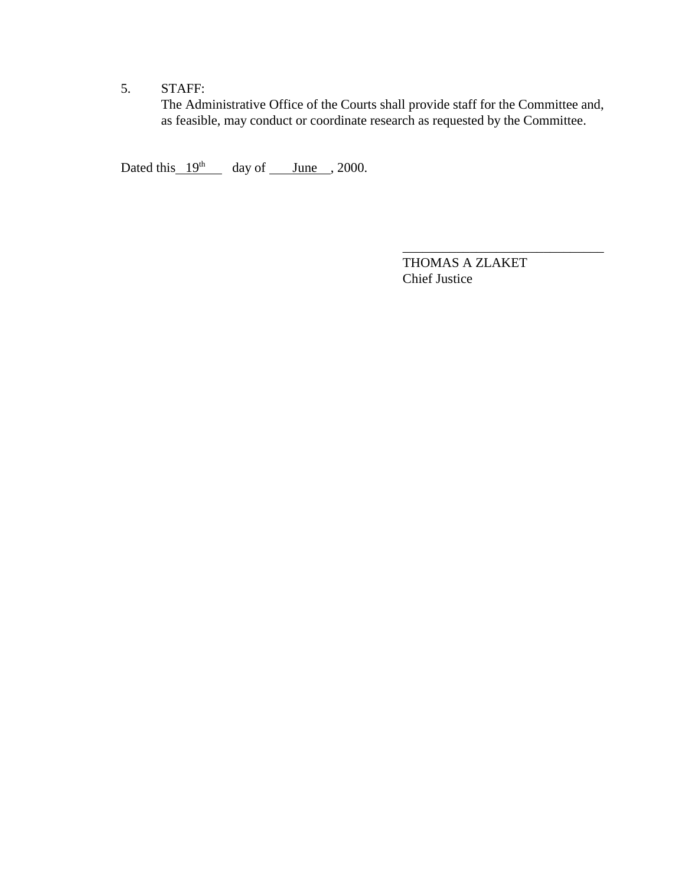5. STAFF:
   The Administrative Office of the Courts shall provide staff for the Committee and, as feasible, may conduct or coordinate research as requested by the Committee.

Dated this 19th day of June, 2000.

\_\_\_\_\_\_\_\_\_\_\_\_\_\_\_\_\_\_\_\_\_\_\_\_\_\_\_\_\_\_\_\_

THOMAS A ZLAKET
Chief Justice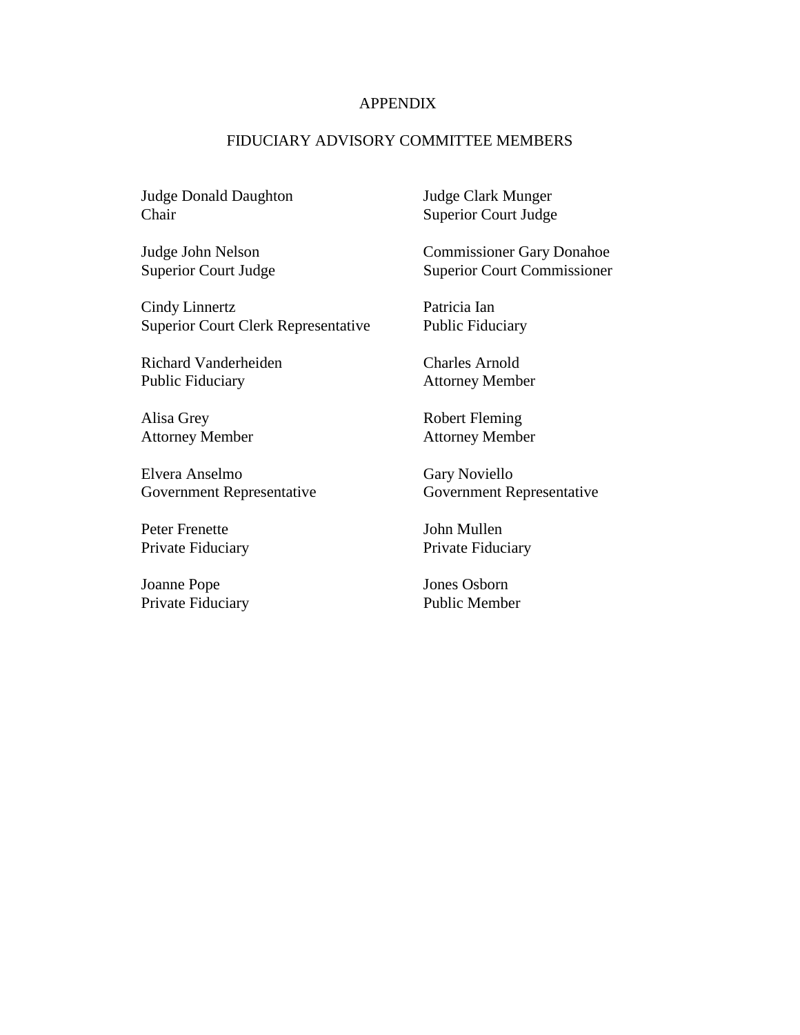# APPENDIX

## FIDUCIARY ADVISORY COMMITTEE MEMBERS

Judge Donald Daughton
Chair

Judge Clark Munger
Superior Court Judge

Judge John Nelson
Superior Court Judge

Commissioner Gary Donahoe
Superior Court Commissioner

Cindy Linnertz
Superior Court Clerk Representative

Patricia Ian
Public Fiduciary

Richard Vanderheiden
Public Fiduciary

Charles Arnold
Attorney Member

Alisa Grey
Attorney Member

Robert Fleming
Attorney Member

Elvera Anselmo
Government Representative

Gary Noviello
Government Representative

Peter Frenette
Private Fiduciary

John Mullen
Private Fiduciary

Joanne Pope
Private Fiduciary

Jones Osborn
Public Member